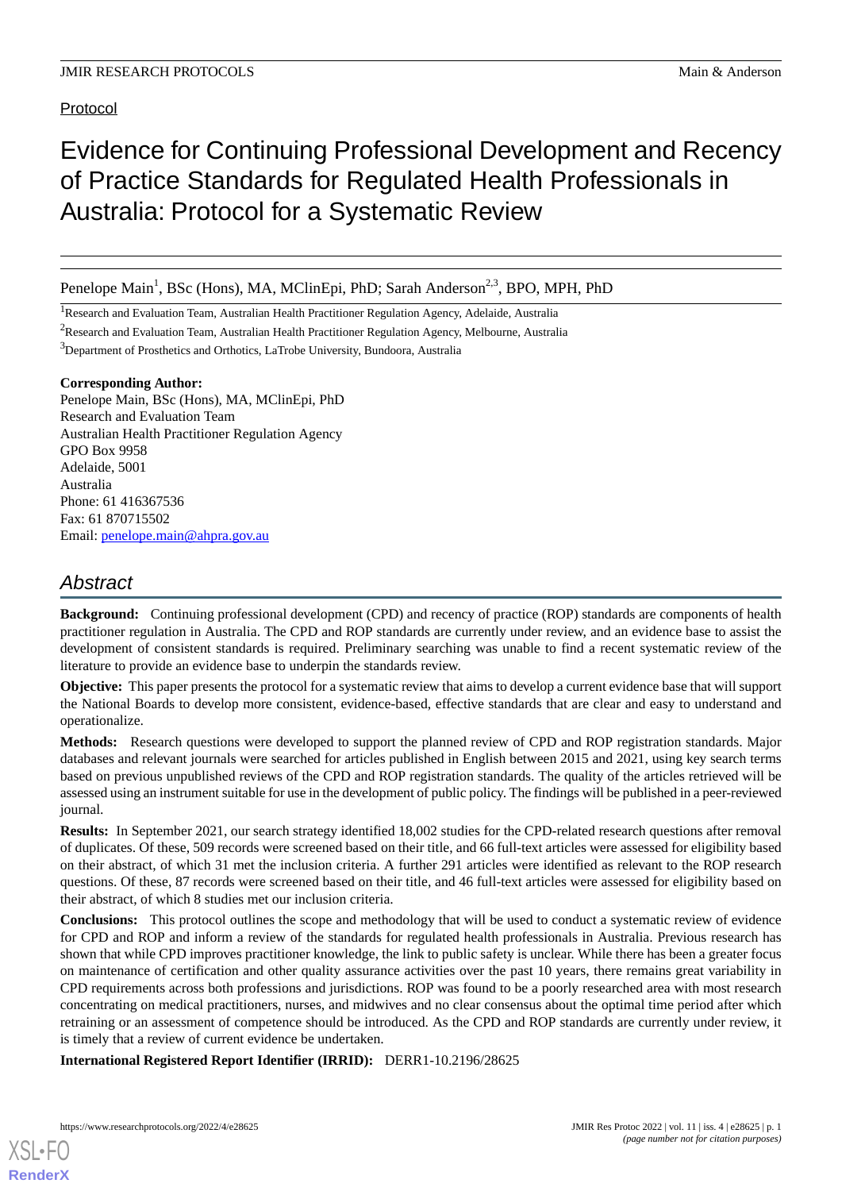Protocol

# Evidence for Continuing Professional Development and Recency of Practice Standards for Regulated Health Professionals in Australia: Protocol for a Systematic Review

Penelope Main[1], BSc (Hons), MA, MClinEpi, PhD; Sarah Anderson[2,3], BPO, MPH, PhD

[1]Research and Evaluation Team, Australian Health Practitioner Regulation Agency, Adelaide, Australia

[2]Research and Evaluation Team, Australian Health Practitioner Regulation Agency, Melbourne, Australia

[3]Department of Prosthetics and Orthotics, LaTrobe University, Bundoora, Australia

**Corresponding Author:**
Penelope Main, BSc (Hons), MA, MClinEpi, PhD
Research and Evaluation Team
Australian Health Practitioner Regulation Agency
GPO Box 9958
Adelaide, 5001
Australia
Phone: 61 416367536
Fax: 61 870715502
Email: penelope.main@ahpra.gov.au

## Abstract

**Background:** Continuing professional development (CPD) and recency of practice (ROP) standards are components of health practitioner regulation in Australia. The CPD and ROP standards are currently under review, and an evidence base to assist the development of consistent standards is required. Preliminary searching was unable to find a recent systematic review of the literature to provide an evidence base to underpin the standards review.

**Objective:** This paper presents the protocol for a systematic review that aims to develop a current evidence base that will support the National Boards to develop more consistent, evidence-based, effective standards that are clear and easy to understand and operationalize.

**Methods:** Research questions were developed to support the planned review of CPD and ROP registration standards. Major databases and relevant journals were searched for articles published in English between 2015 and 2021, using key search terms based on previous unpublished reviews of the CPD and ROP registration standards. The quality of the articles retrieved will be assessed using an instrument suitable for use in the development of public policy. The findings will be published in a peer-reviewed journal.

**Results:** In September 2021, our search strategy identified 18,002 studies for the CPD-related research questions after removal of duplicates. Of these, 509 records were screened based on their title, and 66 full-text articles were assessed for eligibility based on their abstract, of which 31 met the inclusion criteria. A further 291 articles were identified as relevant to the ROP research questions. Of these, 87 records were screened based on their title, and 46 full-text articles were assessed for eligibility based on their abstract, of which 8 studies met our inclusion criteria.

**Conclusions:** This protocol outlines the scope and methodology that will be used to conduct a systematic review of evidence for CPD and ROP and inform a review of the standards for regulated health professionals in Australia. Previous research has shown that while CPD improves practitioner knowledge, the link to public safety is unclear. While there has been a greater focus on maintenance of certification and other quality assurance activities over the past 10 years, there remains great variability in CPD requirements across both professions and jurisdictions. ROP was found to be a poorly researched area with most research concentrating on medical practitioners, nurses, and midwives and no clear consensus about the optimal time period after which retraining or an assessment of competence should be introduced. As the CPD and ROP standards are currently under review, it is timely that a review of current evidence be undertaken.

**International Registered Report Identifier (IRRID):** DERR1-10.2196/28625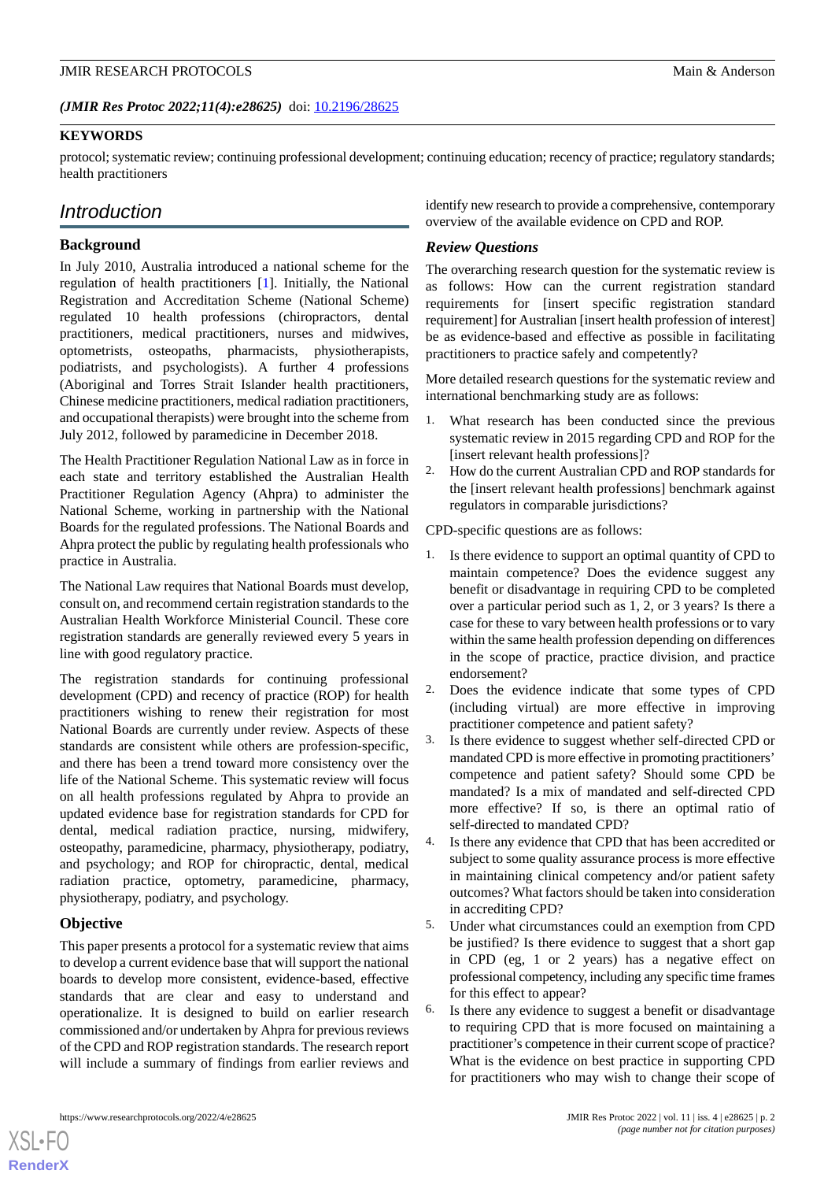(*JMIR Res Protoc 2022;11(4):e28625*) doi: 10.2196/28625

**KEYWORDS**

protocol; systematic review; continuing professional development; continuing education; recency of practice; regulatory standards; health practitioners

## Introduction

### Background

In July 2010, Australia introduced a national scheme for the regulation of health practitioners [1]. Initially, the National Registration and Accreditation Scheme (National Scheme) regulated 10 health professions (chiropractors, dental practitioners, medical practitioners, nurses and midwives, optometrists, osteopaths, pharmacists, physiotherapists, podiatrists, and psychologists). A further 4 professions (Aboriginal and Torres Strait Islander health practitioners, Chinese medicine practitioners, medical radiation practitioners, and occupational therapists) were brought into the scheme from July 2012, followed by paramedicine in December 2018.

The Health Practitioner Regulation National Law as in force in each state and territory established the Australian Health Practitioner Regulation Agency (Ahpra) to administer the National Scheme, working in partnership with the National Boards for the regulated professions. The National Boards and Ahpra protect the public by regulating health professionals who practice in Australia.

The National Law requires that National Boards must develop, consult on, and recommend certain registration standards to the Australian Health Workforce Ministerial Council. These core registration standards are generally reviewed every 5 years in line with good regulatory practice.

The registration standards for continuing professional development (CPD) and recency of practice (ROP) for health practitioners wishing to renew their registration for most National Boards are currently under review. Aspects of these standards are consistent while others are profession-specific, and there has been a trend toward more consistency over the life of the National Scheme. This systematic review will focus on all health professions regulated by Ahpra to provide an updated evidence base for registration standards for CPD for dental, medical radiation practice, nursing, midwifery, osteopathy, paramedicine, pharmacy, physiotherapy, podiatry, and psychology; and ROP for chiropractic, dental, medical radiation practice, optometry, paramedicine, pharmacy, physiotherapy, podiatry, and psychology.

### Objective

This paper presents a protocol for a systematic review that aims to develop a current evidence base that will support the national boards to develop more consistent, evidence-based, effective standards that are clear and easy to understand and operationalize. It is designed to build on earlier research commissioned and/or undertaken by Ahpra for previous reviews of the CPD and ROP registration standards. The research report will include a summary of findings from earlier reviews and identify new research to provide a comprehensive, contemporary overview of the available evidence on CPD and ROP.

### Review Questions

The overarching research question for the systematic review is as follows: How can the current registration standard requirements for [insert specific registration standard requirement] for Australian [insert health profession of interest] be as evidence-based and effective as possible in facilitating practitioners to practice safely and competently?

More detailed research questions for the systematic review and international benchmarking study are as follows:

1. What research has been conducted since the previous systematic review in 2015 regarding CPD and ROP for the [insert relevant health professions]?
2. How do the current Australian CPD and ROP standards for the [insert relevant health professions] benchmark against regulators in comparable jurisdictions?

CPD-specific questions are as follows:

1. Is there evidence to support an optimal quantity of CPD to maintain competence? Does the evidence suggest any benefit or disadvantage in requiring CPD to be completed over a particular period such as 1, 2, or 3 years? Is there a case for these to vary between health professions or to vary within the same health profession depending on differences in the scope of practice, practice division, and practice endorsement?
2. Does the evidence indicate that some types of CPD (including virtual) are more effective in improving practitioner competence and patient safety?
3. Is there evidence to suggest whether self-directed CPD or mandated CPD is more effective in promoting practitioners' competence and patient safety? Should some CPD be mandated? Is a mix of mandated and self-directed CPD more effective? If so, is there an optimal ratio of self-directed to mandated CPD?
4. Is there any evidence that CPD that has been accredited or subject to some quality assurance process is more effective in maintaining clinical competency and/or patient safety outcomes? What factors should be taken into consideration in accrediting CPD?
5. Under what circumstances could an exemption from CPD be justified? Is there evidence to suggest that a short gap in CPD (eg, 1 or 2 years) has a negative effect on professional competency, including any specific time frames for this effect to appear?
6. Is there any evidence to suggest a benefit or disadvantage to requiring CPD that is more focused on maintaining a practitioner's competence in their current scope of practice? What is the evidence on best practice in supporting CPD for practitioners who may wish to change their scope of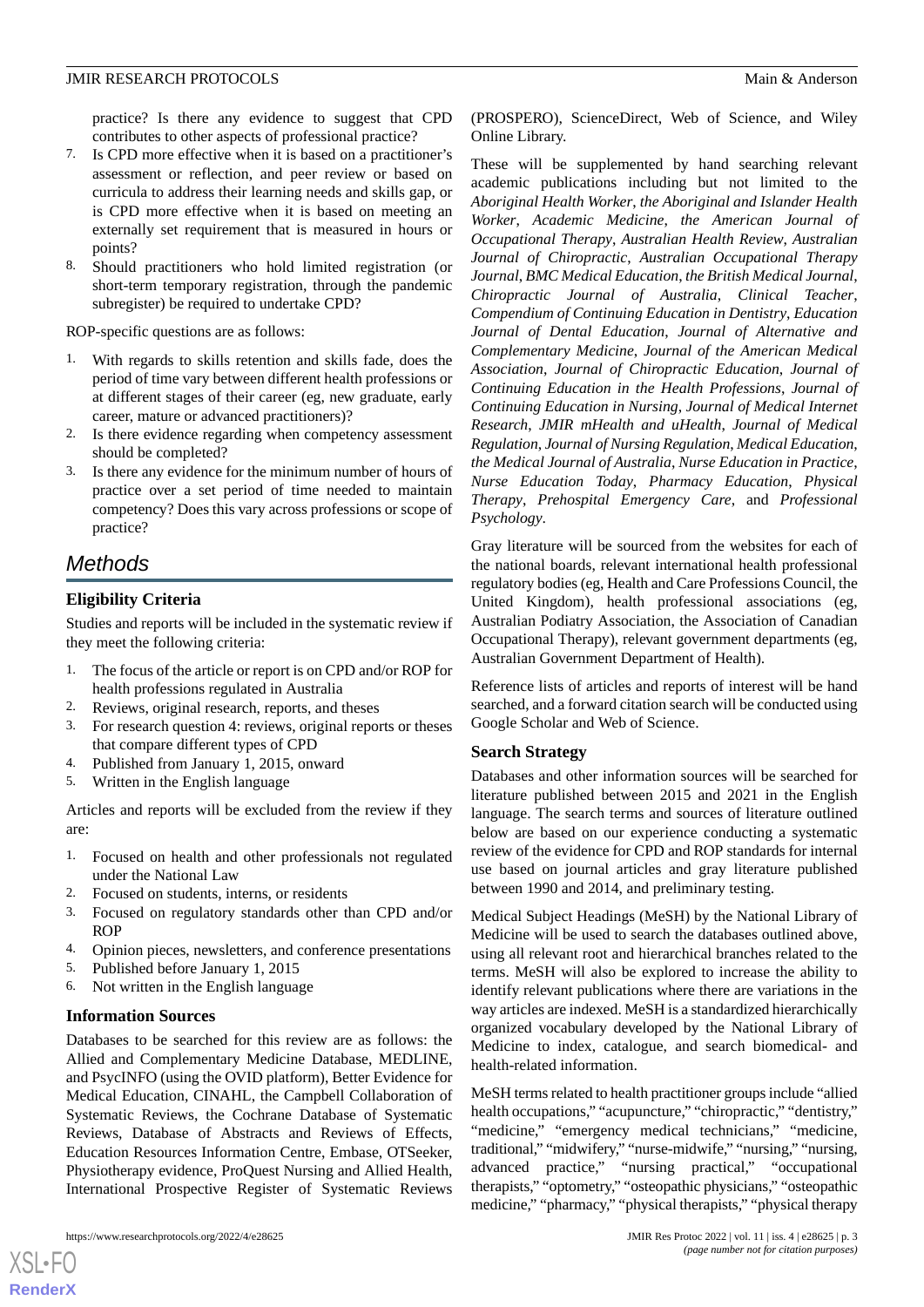practice? Is there any evidence to suggest that CPD contributes to other aspects of professional practice?

7. Is CPD more effective when it is based on a practitioner's assessment or reflection, and peer review or based on curricula to address their learning needs and skills gap, or is CPD more effective when it is based on meeting an externally set requirement that is measured in hours or points?
8. Should practitioners who hold limited registration (or short-term temporary registration, through the pandemic subregister) be required to undertake CPD?

ROP-specific questions are as follows:

1. With regards to skills retention and skills fade, does the period of time vary between different health professions or at different stages of their career (eg, new graduate, early career, mature or advanced practitioners)?
2. Is there evidence regarding when competency assessment should be completed?
3. Is there any evidence for the minimum number of hours of practice over a set period of time needed to maintain competency? Does this vary across professions or scope of practice?

## Methods

### Eligibility Criteria

Studies and reports will be included in the systematic review if they meet the following criteria:

1. The focus of the article or report is on CPD and/or ROP for health professions regulated in Australia
2. Reviews, original research, reports, and theses
3. For research question 4: reviews, original reports or theses that compare different types of CPD
4. Published from January 1, 2015, onward
5. Written in the English language

Articles and reports will be excluded from the review if they are:

1. Focused on health and other professionals not regulated under the National Law
2. Focused on students, interns, or residents
3. Focused on regulatory standards other than CPD and/or ROP
4. Opinion pieces, newsletters, and conference presentations
5. Published before January 1, 2015
6. Not written in the English language

### Information Sources

Databases to be searched for this review are as follows: the Allied and Complementary Medicine Database, MEDLINE, and PsycINFO (using the OVID platform), Better Evidence for Medical Education, CINAHL, the Campbell Collaboration of Systematic Reviews, the Cochrane Database of Systematic Reviews, Database of Abstracts and Reviews of Effects, Education Resources Information Centre, Embase, OTSeeker, Physiotherapy evidence, ProQuest Nursing and Allied Health, International Prospective Register of Systematic Reviews (PROSPERO), ScienceDirect, Web of Science, and Wiley Online Library.

These will be supplemented by hand searching relevant academic publications including but not limited to the *Aboriginal Health Worker*, *the Aboriginal and Islander Health Worker*, *Academic Medicine*, *the American Journal of Occupational Therapy*, *Australian Health Review*, *Australian Journal of Chiropractic*, *Australian Occupational Therapy Journal*, *BMC Medical Education*, *the British Medical Journal*, *Chiropractic Journal of Australia*, *Clinical Teacher*, *Compendium of Continuing Education in Dentistry*, *Education Journal of Dental Education*, *Journal of Alternative and Complementary Medicine*, *Journal of the American Medical Association*, *Journal of Chiropractic Education*, *Journal of Continuing Education in the Health Professions*, *Journal of Continuing Education in Nursing*, *Journal of Medical Internet Research*, *JMIR mHealth and uHealth*, *Journal of Medical Regulation*, *Journal of Nursing Regulation*, *Medical Education*, *the Medical Journal of Australia*, *Nurse Education in Practice*, *Nurse Education Today*, *Pharmacy Education*, *Physical Therapy*, *Prehospital Emergency Care*, and *Professional Psychology*.

Gray literature will be sourced from the websites for each of the national boards, relevant international health professional regulatory bodies (eg, Health and Care Professions Council, the United Kingdom), health professional associations (eg, Australian Podiatry Association, the Association of Canadian Occupational Therapy), relevant government departments (eg, Australian Government Department of Health).

Reference lists of articles and reports of interest will be hand searched, and a forward citation search will be conducted using Google Scholar and Web of Science.

### Search Strategy

Databases and other information sources will be searched for literature published between 2015 and 2021 in the English language. The search terms and sources of literature outlined below are based on our experience conducting a systematic review of the evidence for CPD and ROP standards for internal use based on journal articles and gray literature published between 1990 and 2014, and preliminary testing.

Medical Subject Headings (MeSH) by the National Library of Medicine will be used to search the databases outlined above, using all relevant root and hierarchical branches related to the terms. MeSH will also be explored to increase the ability to identify relevant publications where there are variations in the way articles are indexed. MeSH is a standardized hierarchically organized vocabulary developed by the National Library of Medicine to index, catalogue, and search biomedical- and health-related information.

MeSH terms related to health practitioner groups include "allied health occupations," "acupuncture," "chiropractic," "dentistry," "medicine," "emergency medical technicians," "medicine, traditional," "midwifery," "nurse-midwife," "nursing," "nursing, advanced practice," "nursing practical," "occupational therapists," "optometry," "osteopathic physicians," "osteopathic medicine," "pharmacy," "physical therapists," "physical therapy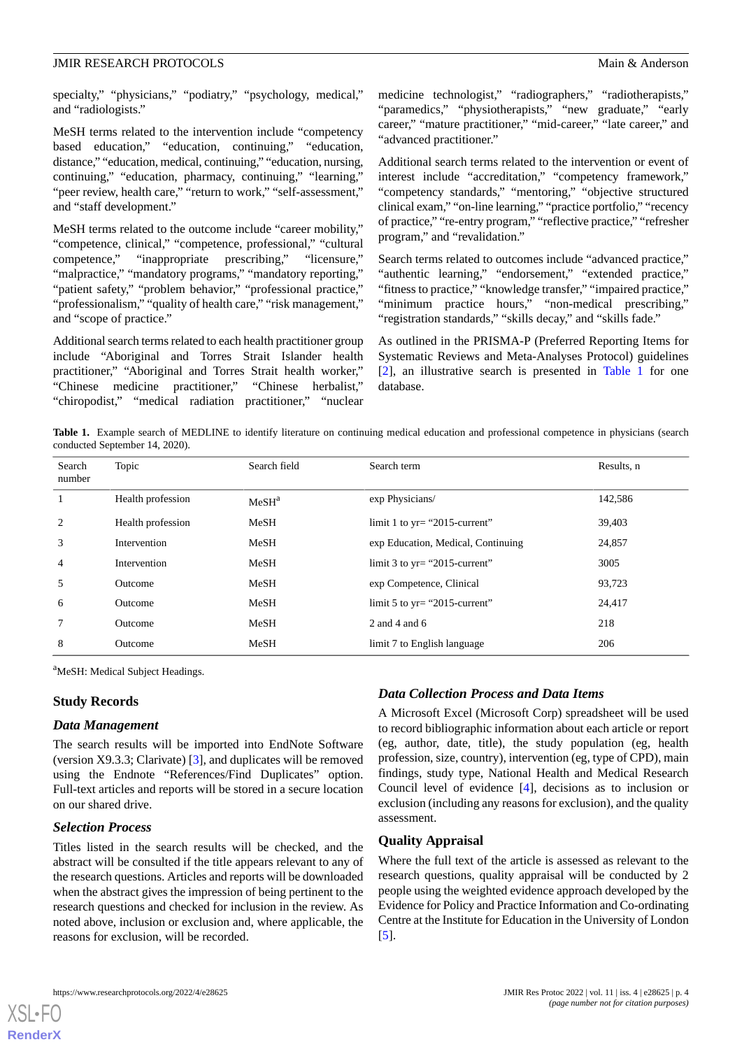specialty," "physicians," "podiatry," "psychology, medical," and "radiologists."

MeSH terms related to the intervention include "competency based education," "education, continuing," "education, distance," "education, medical, continuing," "education, nursing, continuing," "education, pharmacy, continuing," "learning," "peer review, health care," "return to work," "self-assessment," and "staff development."

MeSH terms related to the outcome include "career mobility," "competence, clinical," "competence, professional," "cultural competence," "inappropriate prescribing," "licensure," "malpractice," "mandatory programs," "mandatory reporting," "patient safety," "problem behavior," "professional practice," "professionalism," "quality of health care," "risk management," and "scope of practice."

Additional search terms related to each health practitioner group include "Aboriginal and Torres Strait Islander health practitioner," "Aboriginal and Torres Strait health worker," "Chinese medicine practitioner," "Chinese herbalist," "chiropodist," "medical radiation practitioner," "nuclear medicine technologist," "radiographers," "radiotherapists," "paramedics," "physiotherapists," "new graduate," "early career," "mature practitioner," "mid-career," "late career," and "advanced practitioner."

Additional search terms related to the intervention or event of interest include "accreditation," "competency framework," "competency standards," "mentoring," "objective structured clinical exam," "on-line learning," "practice portfolio," "recency of practice," "re-entry program," "reflective practice," "refresher program," and "revalidation."

Search terms related to outcomes include "advanced practice," "authentic learning," "endorsement," "extended practice," "fitness to practice," "knowledge transfer," "impaired practice," "minimum practice hours," "non-medical prescribing," "registration standards," "skills decay," and "skills fade."

As outlined in the PRISMA-P (Preferred Reporting Items for Systematic Reviews and Meta-Analyses Protocol) guidelines [2], an illustrative search is presented in Table 1 for one database.

**Table 1.** Example search of MEDLINE to identify literature on continuing medical education and professional competence in physicians (search conducted September 14, 2020).

| Search number | Topic | Search field | Search term | Results, n |
|---|---|---|---|---|
| 1 | Health profession | MeSH[a] | exp Physicians/ | 142,586 |
| 2 | Health profession | MeSH | limit 1 to yr= "2015-current" | 39,403 |
| 3 | Intervention | MeSH | exp Education, Medical, Continuing | 24,857 |
| 4 | Intervention | MeSH | limit 3 to yr= "2015-current" | 3005 |
| 5 | Outcome | MeSH | exp Competence, Clinical | 93,723 |
| 6 | Outcome | MeSH | limit 5 to yr= "2015-current" | 24,417 |
| 7 | Outcome | MeSH | 2 and 4 and 6 | 218 |
| 8 | Outcome | MeSH | limit 7 to English language | 206 |

[a]MeSH: Medical Subject Headings.

## Study Records

### Data Management

The search results will be imported into EndNote Software (version X9.3.3; Clarivate) [3], and duplicates will be removed using the Endnote "References/Find Duplicates" option. Full-text articles and reports will be stored in a secure location on our shared drive.

### Selection Process

Titles listed in the search results will be checked, and the abstract will be consulted if the title appears relevant to any of the research questions. Articles and reports will be downloaded when the abstract gives the impression of being pertinent to the research questions and checked for inclusion in the review. As noted above, inclusion or exclusion and, where applicable, the reasons for exclusion, will be recorded.

### Data Collection Process and Data Items

A Microsoft Excel (Microsoft Corp) spreadsheet will be used to record bibliographic information about each article or report (eg, author, date, title), the study population (eg, health profession, size, country), intervention (eg, type of CPD), main findings, study type, National Health and Medical Research Council level of evidence [4], decisions as to inclusion or exclusion (including any reasons for exclusion), and the quality assessment.

## Quality Appraisal

Where the full text of the article is assessed as relevant to the research questions, quality appraisal will be conducted by 2 people using the weighted evidence approach developed by the Evidence for Policy and Practice Information and Co-ordinating Centre at the Institute for Education in the University of London [5].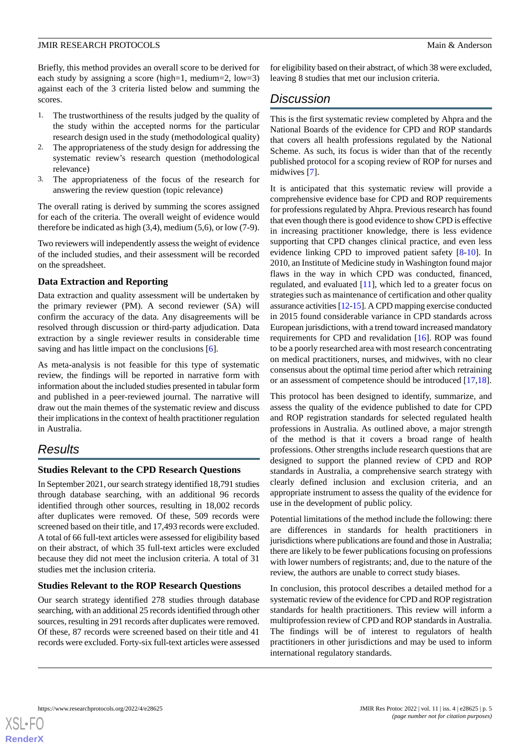Briefly, this method provides an overall score to be derived for each study by assigning a score (high=1, medium=2, low=3) against each of the 3 criteria listed below and summing the scores.

1. The trustworthiness of the results judged by the quality of the study within the accepted norms for the particular research design used in the study (methodological quality)
2. The appropriateness of the study design for addressing the systematic review's research question (methodological relevance)
3. The appropriateness of the focus of the research for answering the review question (topic relevance)

The overall rating is derived by summing the scores assigned for each of the criteria. The overall weight of evidence would therefore be indicated as high (3,4), medium (5,6), or low (7-9).

Two reviewers will independently assess the weight of evidence of the included studies, and their assessment will be recorded on the spreadsheet.

### Data Extraction and Reporting

Data extraction and quality assessment will be undertaken by the primary reviewer (PM). A second reviewer (SA) will confirm the accuracy of the data. Any disagreements will be resolved through discussion or third-party adjudication. Data extraction by a single reviewer results in considerable time saving and has little impact on the conclusions [6].

As meta-analysis is not feasible for this type of systematic review, the findings will be reported in narrative form with information about the included studies presented in tabular form and published in a peer-reviewed journal. The narrative will draw out the main themes of the systematic review and discuss their implications in the context of health practitioner regulation in Australia.

## Results

### Studies Relevant to the CPD Research Questions

In September 2021, our search strategy identified 18,791 studies through database searching, with an additional 96 records identified through other sources, resulting in 18,002 records after duplicates were removed. Of these, 509 records were screened based on their title, and 17,493 records were excluded. A total of 66 full-text articles were assessed for eligibility based on their abstract, of which 35 full-text articles were excluded because they did not meet the inclusion criteria. A total of 31 studies met the inclusion criteria.

### Studies Relevant to the ROP Research Questions

Our search strategy identified 278 studies through database searching, with an additional 25 records identified through other sources, resulting in 291 records after duplicates were removed. Of these, 87 records were screened based on their title and 41 records were excluded. Forty-six full-text articles were assessed for eligibility based on their abstract, of which 38 were excluded, leaving 8 studies that met our inclusion criteria.

## Discussion

This is the first systematic review completed by Ahpra and the National Boards of the evidence for CPD and ROP standards that covers all health professions regulated by the National Scheme. As such, its focus is wider than that of the recently published protocol for a scoping review of ROP for nurses and midwives [7].

It is anticipated that this systematic review will provide a comprehensive evidence base for CPD and ROP requirements for professions regulated by Ahpra. Previous research has found that even though there is good evidence to show CPD is effective in increasing practitioner knowledge, there is less evidence supporting that CPD changes clinical practice, and even less evidence linking CPD to improved patient safety [8-10]. In 2010, an Institute of Medicine study in Washington found major flaws in the way in which CPD was conducted, financed, regulated, and evaluated [11], which led to a greater focus on strategies such as maintenance of certification and other quality assurance activities [12-15]. A CPD mapping exercise conducted in 2015 found considerable variance in CPD standards across European jurisdictions, with a trend toward increased mandatory requirements for CPD and revalidation [16]. ROP was found to be a poorly researched area with most research concentrating on medical practitioners, nurses, and midwives, with no clear consensus about the optimal time period after which retraining or an assessment of competence should be introduced [17,18].

This protocol has been designed to identify, summarize, and assess the quality of the evidence published to date for CPD and ROP registration standards for selected regulated health professions in Australia. As outlined above, a major strength of the method is that it covers a broad range of health professions. Other strengths include research questions that are designed to support the planned review of CPD and ROP standards in Australia, a comprehensive search strategy with clearly defined inclusion and exclusion criteria, and an appropriate instrument to assess the quality of the evidence for use in the development of public policy.

Potential limitations of the method include the following: there are differences in standards for health practitioners in jurisdictions where publications are found and those in Australia; there are likely to be fewer publications focusing on professions with lower numbers of registrants; and, due to the nature of the review, the authors are unable to correct study biases.

In conclusion, this protocol describes a detailed method for a systematic review of the evidence for CPD and ROP registration standards for health practitioners. This review will inform a multiprofession review of CPD and ROP standards in Australia. The findings will be of interest to regulators of health practitioners in other jurisdictions and may be used to inform international regulatory standards.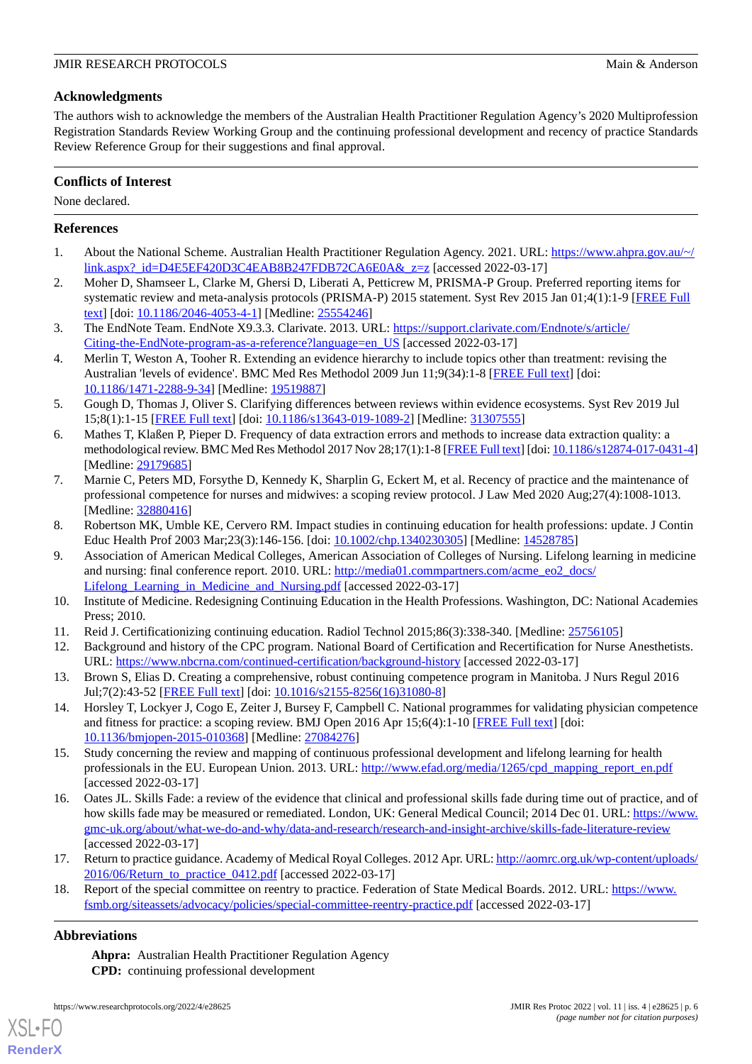## Acknowledgments

The authors wish to acknowledge the members of the Australian Health Practitioner Regulation Agency's 2020 Multiprofession Registration Standards Review Working Group and the continuing professional development and recency of practice Standards Review Reference Group for their suggestions and final approval.

## Conflicts of Interest

None declared.

## References

1. About the National Scheme. Australian Health Practitioner Regulation Agency. 2021. URL: https://www.ahpra.gov.au/~/link.aspx?_id=D4E5EF420D3C4EAB8B247FDB72CA6E0A&_z=z [accessed 2022-03-17]
2. Moher D, Shamseer L, Clarke M, Ghersi D, Liberati A, Petticrew M, PRISMA-P Group. Preferred reporting items for systematic review and meta-analysis protocols (PRISMA-P) 2015 statement. Syst Rev 2015 Jan 01;4(1):1-9 [FREE Full text] [doi: 10.1186/2046-4053-4-1] [Medline: 25554246]
3. The EndNote Team. EndNote X9.3.3. Clarivate. 2013. URL: https://support.clarivate.com/Endnote/s/article/Citing-the-EndNote-program-as-a-reference?language=en_US [accessed 2022-03-17]
4. Merlin T, Weston A, Tooher R. Extending an evidence hierarchy to include topics other than treatment: revising the Australian 'levels of evidence'. BMC Med Res Methodol 2009 Jun 11;9(34):1-8 [FREE Full text] [doi: 10.1186/1471-2288-9-34] [Medline: 19519887]
5. Gough D, Thomas J, Oliver S. Clarifying differences between reviews within evidence ecosystems. Syst Rev 2019 Jul 15;8(1):1-15 [FREE Full text] [doi: 10.1186/s13643-019-1089-2] [Medline: 31307555]
6. Mathes T, Klaßen P, Pieper D. Frequency of data extraction errors and methods to increase data extraction quality: a methodological review. BMC Med Res Methodol 2017 Nov 28;17(1):1-8 [FREE Full text] [doi: 10.1186/s12874-017-0431-4] [Medline: 29179685]
7. Marnie C, Peters MD, Forsythe D, Kennedy K, Sharplin G, Eckert M, et al. Recency of practice and the maintenance of professional competence for nurses and midwives: a scoping review protocol. J Law Med 2020 Aug;27(4):1008-1013. [Medline: 32880416]
8. Robertson MK, Umble KE, Cervero RM. Impact studies in continuing education for health professions: update. J Contin Educ Health Prof 2003 Mar;23(3):146-156. [doi: 10.1002/chp.1340230305] [Medline: 14528785]
9. Association of American Medical Colleges, American Association of Colleges of Nursing. Lifelong learning in medicine and nursing: final conference report. 2010. URL: http://media01.commpartners.com/acme_eo2_docs/Lifelong_Learning_in_Medicine_and_Nursing.pdf [accessed 2022-03-17]
10. Institute of Medicine. Redesigning Continuing Education in the Health Professions. Washington, DC: National Academies Press; 2010.
11. Reid J. Certificationizing continuing education. Radiol Technol 2015;86(3):338-340. [Medline: 25756105]
12. Background and history of the CPC program. National Board of Certification and Recertification for Nurse Anesthetists. URL: https://www.nbcrna.com/continued-certification/background-history [accessed 2022-03-17]
13. Brown S, Elias D. Creating a comprehensive, robust continuing competence program in Manitoba. J Nurs Regul 2016 Jul;7(2):43-52 [FREE Full text] [doi: 10.1016/s2155-8256(16)31080-8]
14. Horsley T, Lockyer J, Cogo E, Zeiter J, Bursey F, Campbell C. National programmes for validating physician competence and fitness for practice: a scoping review. BMJ Open 2016 Apr 15;6(4):1-10 [FREE Full text] [doi: 10.1136/bmjopen-2015-010368] [Medline: 27084276]
15. Study concerning the review and mapping of continuous professional development and lifelong learning for health professionals in the EU. European Union. 2013. URL: http://www.efad.org/media/1265/cpd_mapping_report_en.pdf [accessed 2022-03-17]
16. Oates JL. Skills Fade: a review of the evidence that clinical and professional skills fade during time out of practice, and of how skills fade may be measured or remediated. London, UK: General Medical Council; 2014 Dec 01. URL: https://www.gmc-uk.org/about/what-we-do-and-why/data-and-research/research-and-insight-archive/skills-fade-literature-review [accessed 2022-03-17]
17. Return to practice guidance. Academy of Medical Royal Colleges. 2012 Apr. URL: http://aomrc.org.uk/wp-content/uploads/2016/06/Return_to_practice_0412.pdf [accessed 2022-03-17]
18. Report of the special committee on reentry to practice. Federation of State Medical Boards. 2012. URL: https://www.fsmb.org/siteassets/advocacy/policies/special-committee-reentry-practice.pdf [accessed 2022-03-17]

## Abbreviations

**Ahpra:** Australian Health Practitioner Regulation Agency
**CPD:** continuing professional development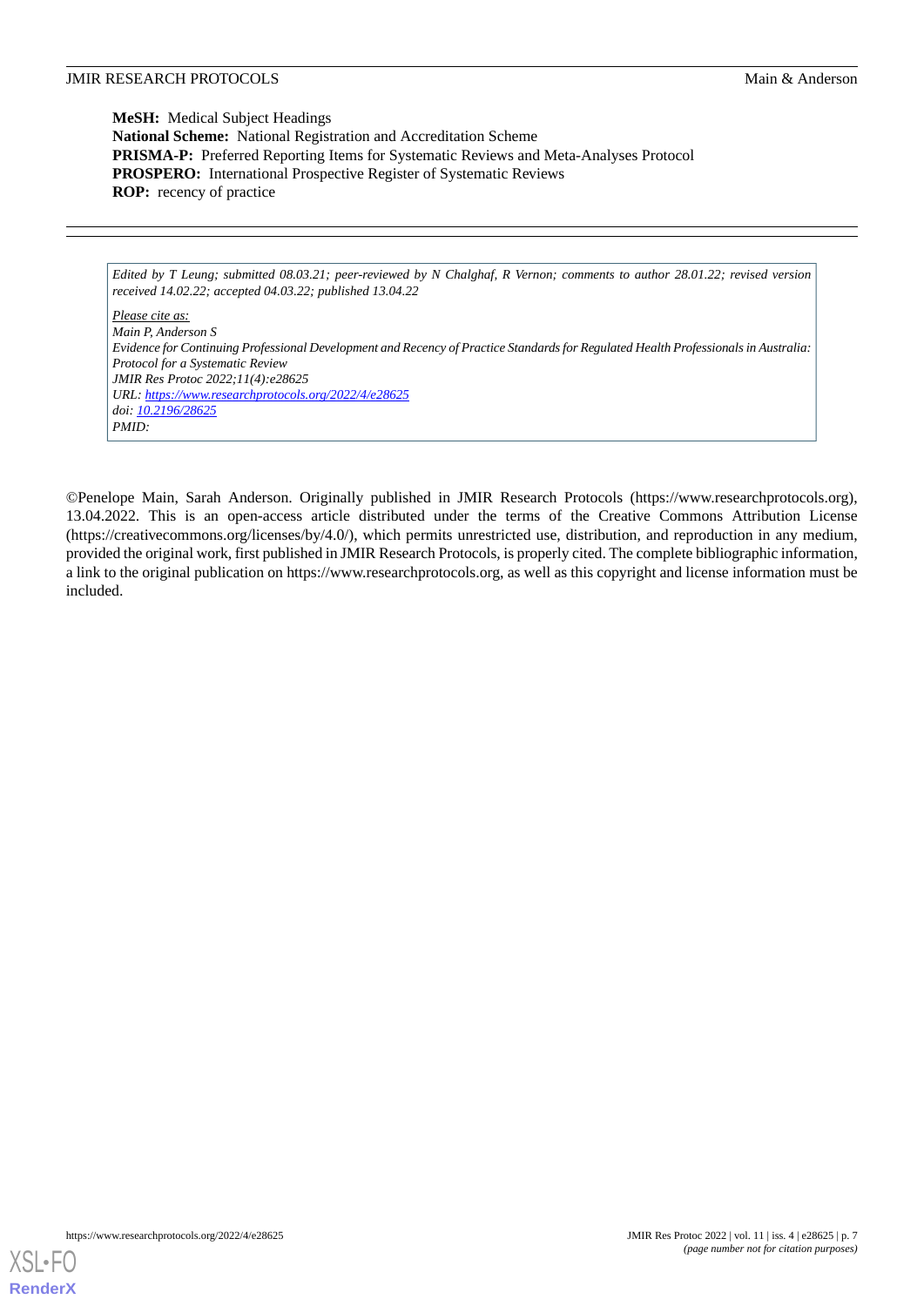**MeSH:** Medical Subject Headings
**National Scheme:** National Registration and Accreditation Scheme
**PRISMA-P:** Preferred Reporting Items for Systematic Reviews and Meta-Analyses Protocol
**PROSPERO:** International Prospective Register of Systematic Reviews
**ROP:** recency of practice

---

*Edited by T Leung; submitted 08.03.21; peer-reviewed by N Chalghaf, R Vernon; comments to author 28.01.22; revised version received 14.02.22; accepted 04.03.22; published 13.04.22*

*Please cite as:*
*Main P, Anderson S*
*Evidence for Continuing Professional Development and Recency of Practice Standards for Regulated Health Professionals in Australia: Protocol for a Systematic Review*
*JMIR Res Protoc 2022;11(4):e28625*
*URL: https://www.researchprotocols.org/2022/4/e28625*
*doi: 10.2196/28625*
*PMID:*

©Penelope Main, Sarah Anderson. Originally published in JMIR Research Protocols (https://www.researchprotocols.org), 13.04.2022. This is an open-access article distributed under the terms of the Creative Commons Attribution License (https://creativecommons.org/licenses/by/4.0/), which permits unrestricted use, distribution, and reproduction in any medium, provided the original work, first published in JMIR Research Protocols, is properly cited. The complete bibliographic information, a link to the original publication on https://www.researchprotocols.org, as well as this copyright and license information must be included.